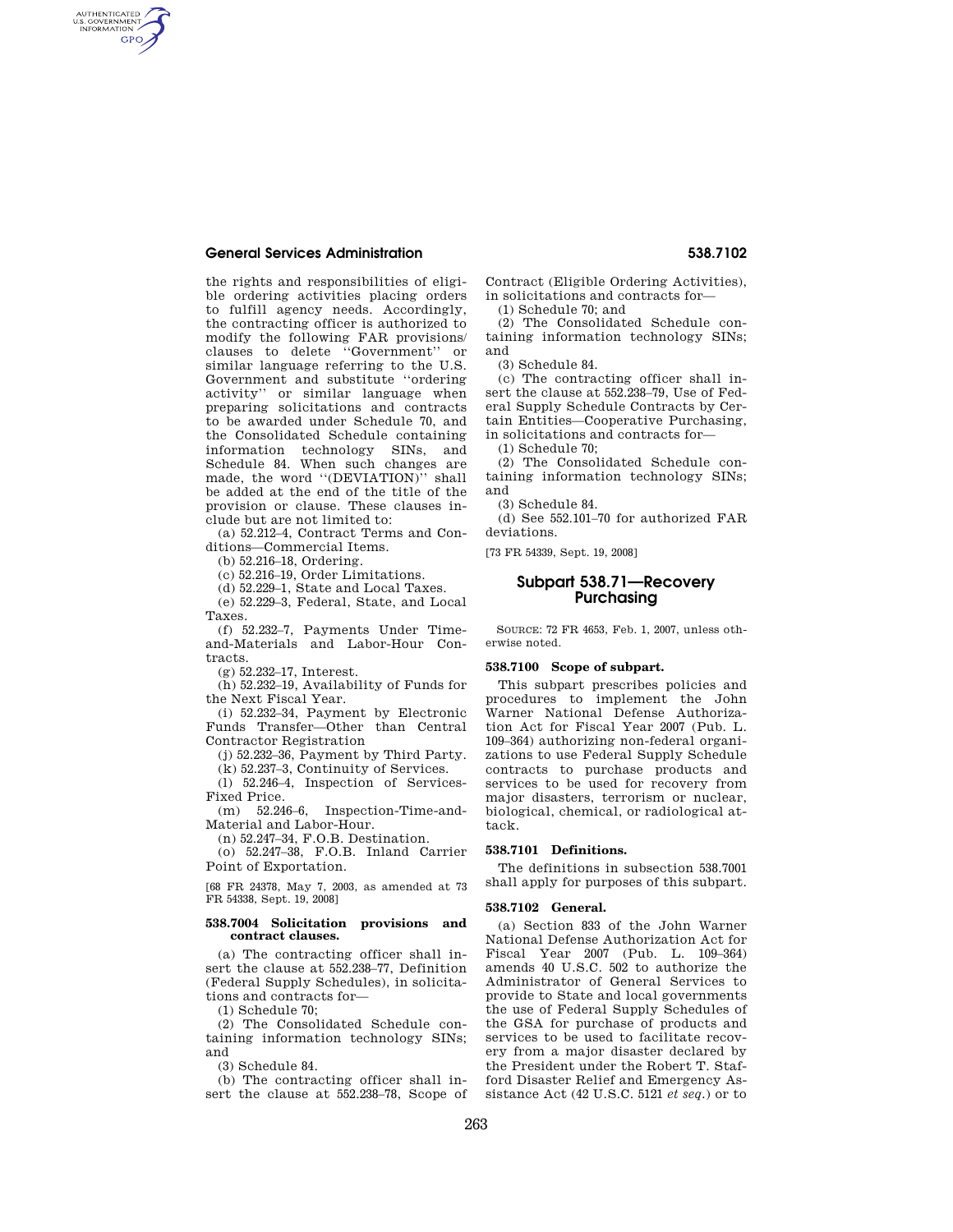the rights and responsibilities of eligible ordering activities placing orders to fulfill agency needs. Accordingly, the contracting officer is authorized to modify the following FAR provisions/ clauses to delete ''Government'' or similar language referring to the U.S. Government and substitute ''ordering activity'' or similar language when preparing solicitations and contracts to be awarded under Schedule 70, and the Consolidated Schedule containing information technology SINs, and Schedule 84. When such changes are made, the word ''(DEVIATION)'' shall be added at the end of the title of the provision or clause. These clauses include but are not limited to:

(a) 52.212–4, Contract Terms and Conditions—Commercial Items.

(b) 52.216–18, Ordering.

(c) 52.216–19, Order Limitations.

(d) 52.229–1, State and Local Taxes.

(e) 52.229–3, Federal, State, and Local Taxes.

(f) 52.232–7, Payments Under Time-and-Materials and Labor-Hour Contracts.

(g) 52.232–17, Interest.

(h) 52.232–19, Availability of Funds for the Next Fiscal Year.

(i) 52.232–34, Payment by Electronic Funds Transfer—Other than Central Contractor Registration

(j) 52.232–36, Payment by Third Party.

(k) 52.237–3, Continuity of Services.

(l) 52.246–4, Inspection of Services-Fixed Price.

(m) 52.246–6, Inspection-Time-and-Material and Labor-Hour.

(n) 52.247–34, F.O.B. Destination.

(o) 52.247–38, F.O.B. Inland Carrier Point of Exportation.

[68 FR 24378, May 7, 2003, as amended at 73 FR 54338, Sept. 19, 2008]

**538.7004 Solicitation provisions and contract clauses.**

(a) The contracting officer shall insert the clause at 552.238–77, Definition (Federal Supply Schedules), in solicitations and contracts for—

(1) Schedule 70;

(2) The Consolidated Schedule containing information technology SINs; and

(3) Schedule 84.

(b) The contracting officer shall insert the clause at 552.238–78, Scope of Contract (Eligible Ordering Activities), in solicitations and contracts for—

(1) Schedule 70; and

(2) The Consolidated Schedule containing information technology SINs; and

(3) Schedule 84.

(c) The contracting officer shall insert the clause at 552.238–79, Use of Federal Supply Schedule Contracts by Certain Entities—Cooperative Purchasing, in solicitations and contracts for—

(1) Schedule 70;

(2) The Consolidated Schedule containing information technology SINs; and

(3) Schedule 84.

(d) See 552.101–70 for authorized FAR deviations.

[73 FR 54339, Sept. 19, 2008]

## Subpart 538.71—Recovery Purchasing

SOURCE: 72 FR 4653, Feb. 1, 2007, unless otherwise noted.

**538.7100 Scope of subpart.**

This subpart prescribes policies and procedures to implement the John Warner National Defense Authorization Act for Fiscal Year 2007 (Pub. L. 109–364) authorizing non-federal organizations to use Federal Supply Schedule contracts to purchase products and services to be used for recovery from major disasters, terrorism or nuclear, biological, chemical, or radiological attack.

**538.7101 Definitions.**

The definitions in subsection 538.7001 shall apply for purposes of this subpart.

**538.7102 General.**

(a) Section 833 of the John Warner National Defense Authorization Act for Fiscal Year 2007 (Pub. L. 109–364) amends 40 U.S.C. 502 to authorize the Administrator of General Services to provide to State and local governments the use of Federal Supply Schedules of the GSA for purchase of products and services to be used to facilitate recovery from a major disaster declared by the President under the Robert T. Stafford Disaster Relief and Emergency Assistance Act (42 U.S.C. 5121 *et seq.*) or to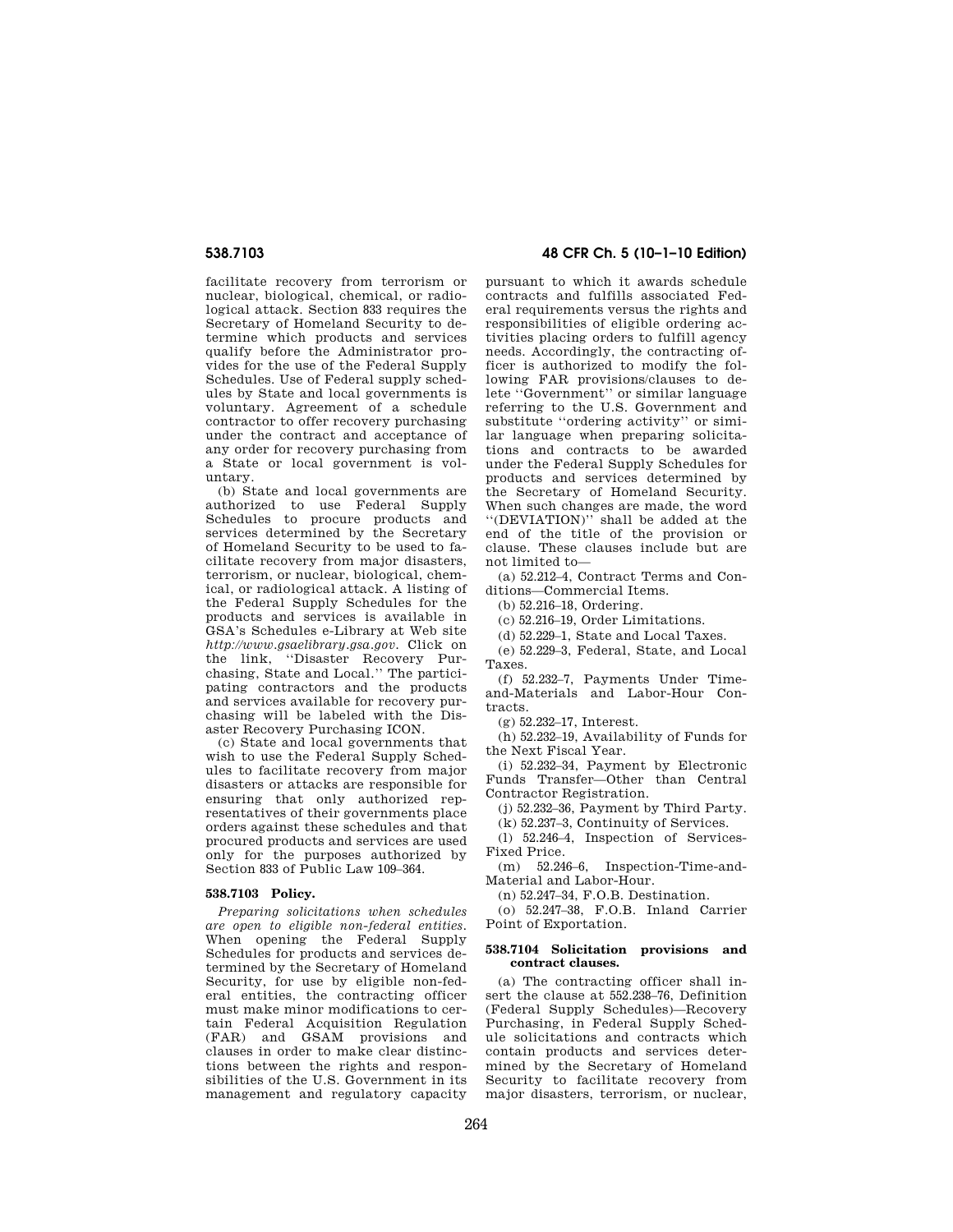facilitate recovery from terrorism or nuclear, biological, chemical, or radiological attack. Section 833 requires the Secretary of Homeland Security to determine which products and services qualify before the Administrator provides for the use of the Federal Supply Schedules. Use of Federal supply schedules by State and local governments is voluntary. Agreement of a schedule contractor to offer recovery purchasing under the contract and acceptance of any order for recovery purchasing from a State or local government is voluntary.

(b) State and local governments are authorized to use Federal Supply Schedules to procure products and services determined by the Secretary of Homeland Security to be used to facilitate recovery from major disasters, terrorism, or nuclear, biological, chemical, or radiological attack. A listing of the Federal Supply Schedules for the products and services is available in GSA's Schedules e-Library at Web site *http://www.gsaelibrary.gsa.gov*. Click on the link, ''Disaster Recovery Purchasing, State and Local.'' The participating contractors and the products and services available for recovery purchasing will be labeled with the Disaster Recovery Purchasing ICON.

(c) State and local governments that wish to use the Federal Supply Schedules to facilitate recovery from major disasters or attacks are responsible for ensuring that only authorized representatives of their governments place orders against these schedules and that procured products and services are used only for the purposes authorized by Section 833 of Public Law 109–364.

### 538.7103 Policy.

*Preparing solicitations when schedules are open to eligible non-federal entities.* When opening the Federal Supply Schedules for products and services determined by the Secretary of Homeland Security, for use by eligible non-federal entities, the contracting officer must make minor modifications to certain Federal Acquisition Regulation (FAR) and GSAM provisions and clauses in order to make clear distinctions between the rights and responsibilities of the U.S. Government in its management and regulatory capacity pursuant to which it awards schedule contracts and fulfills associated Federal requirements versus the rights and responsibilities of eligible ordering activities placing orders to fulfill agency needs. Accordingly, the contracting officer is authorized to modify the following FAR provisions/clauses to delete ''Government'' or similar language referring to the U.S. Government and substitute ''ordering activity'' or similar language when preparing solicitations and contracts to be awarded under the Federal Supply Schedules for products and services determined by the Secretary of Homeland Security. When such changes are made, the word ''(DEVIATION)'' shall be added at the end of the title of the provision or clause. These clauses include but are not limited to—

(a) 52.212–4, Contract Terms and Conditions—Commercial Items.

(b) 52.216–18, Ordering.

(c) 52.216–19, Order Limitations.

(d) 52.229–1, State and Local Taxes.

(e) 52.229–3, Federal, State, and Local Taxes.

(f) 52.232–7, Payments Under Time-and-Materials and Labor-Hour Contracts.

(g) 52.232–17, Interest.

(h) 52.232–19, Availability of Funds for the Next Fiscal Year.

(i) 52.232–34, Payment by Electronic Funds Transfer—Other than Central Contractor Registration.

(j) 52.232–36, Payment by Third Party.

(k) 52.237–3, Continuity of Services.

(l) 52.246–4, Inspection of Services-Fixed Price.

(m) 52.246–6, Inspection-Time-and-Material and Labor-Hour.

(n) 52.247–34, F.O.B. Destination.

(o) 52.247–38, F.O.B. Inland Carrier Point of Exportation.

### 538.7104 Solicitation provisions and contract clauses.

(a) The contracting officer shall insert the clause at 552.238–76, Definition (Federal Supply Schedules)—Recovery Purchasing, in Federal Supply Schedule solicitations and contracts which contain products and services determined by the Secretary of Homeland Security to facilitate recovery from major disasters, terrorism, or nuclear,